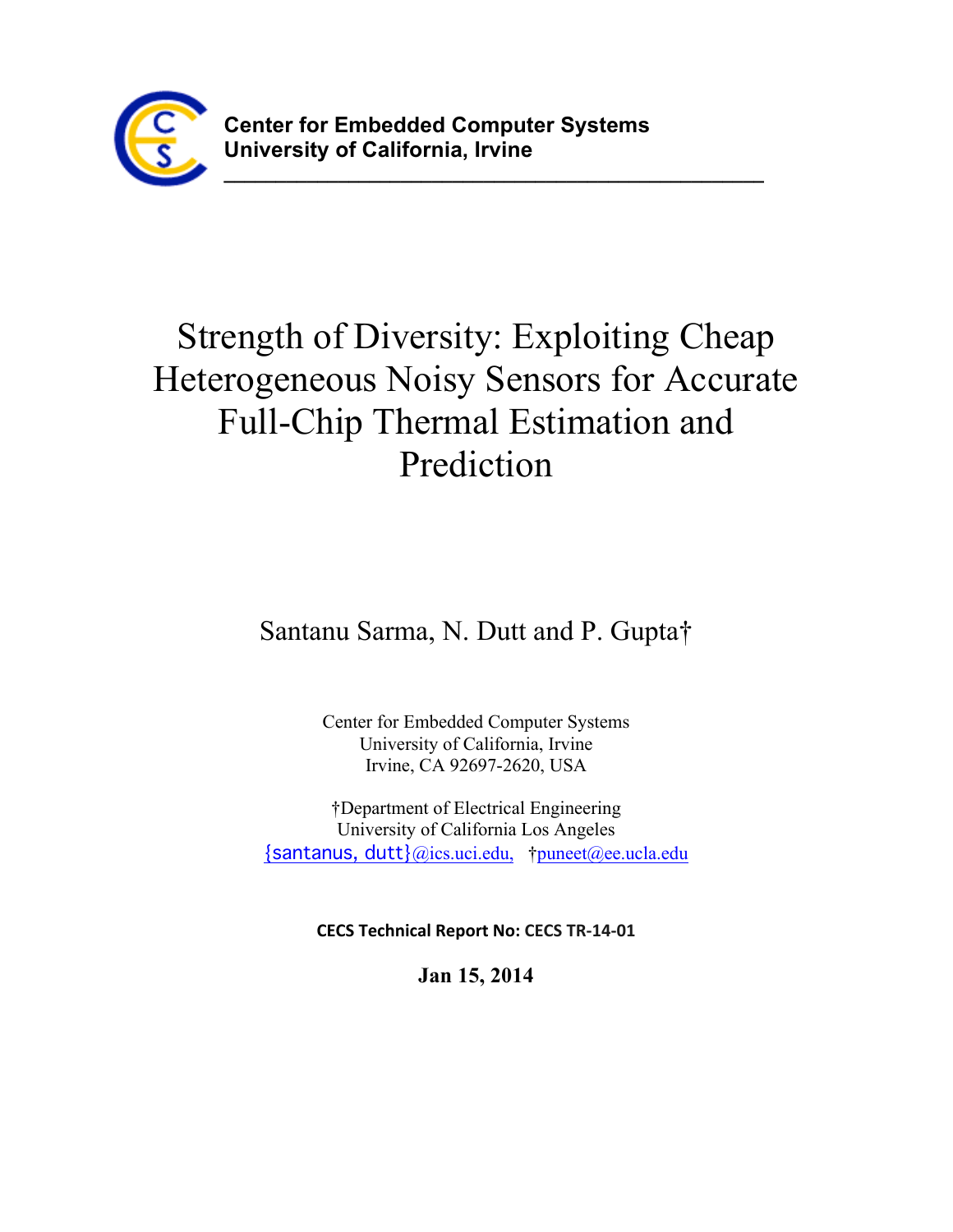**Center for Embedded Computer Systems**
**University of California, Irvine**

---

# Strength of Diversity: Exploiting Cheap Heterogeneous Noisy Sensors for Accurate Full-Chip Thermal Estimation and Prediction

Santanu Sarma, N. Dutt and P. Gupta†

Center for Embedded Computer Systems
University of California, Irvine
Irvine, CA 92697-2620, USA

†Department of Electrical Engineering
University of California Los Angeles
{santanus, dutt}@ics.uci.edu, †puneet@ee.ucla.edu

**CECS Technical Report No: CECS TR-14-01**

**Jan 15, 2014**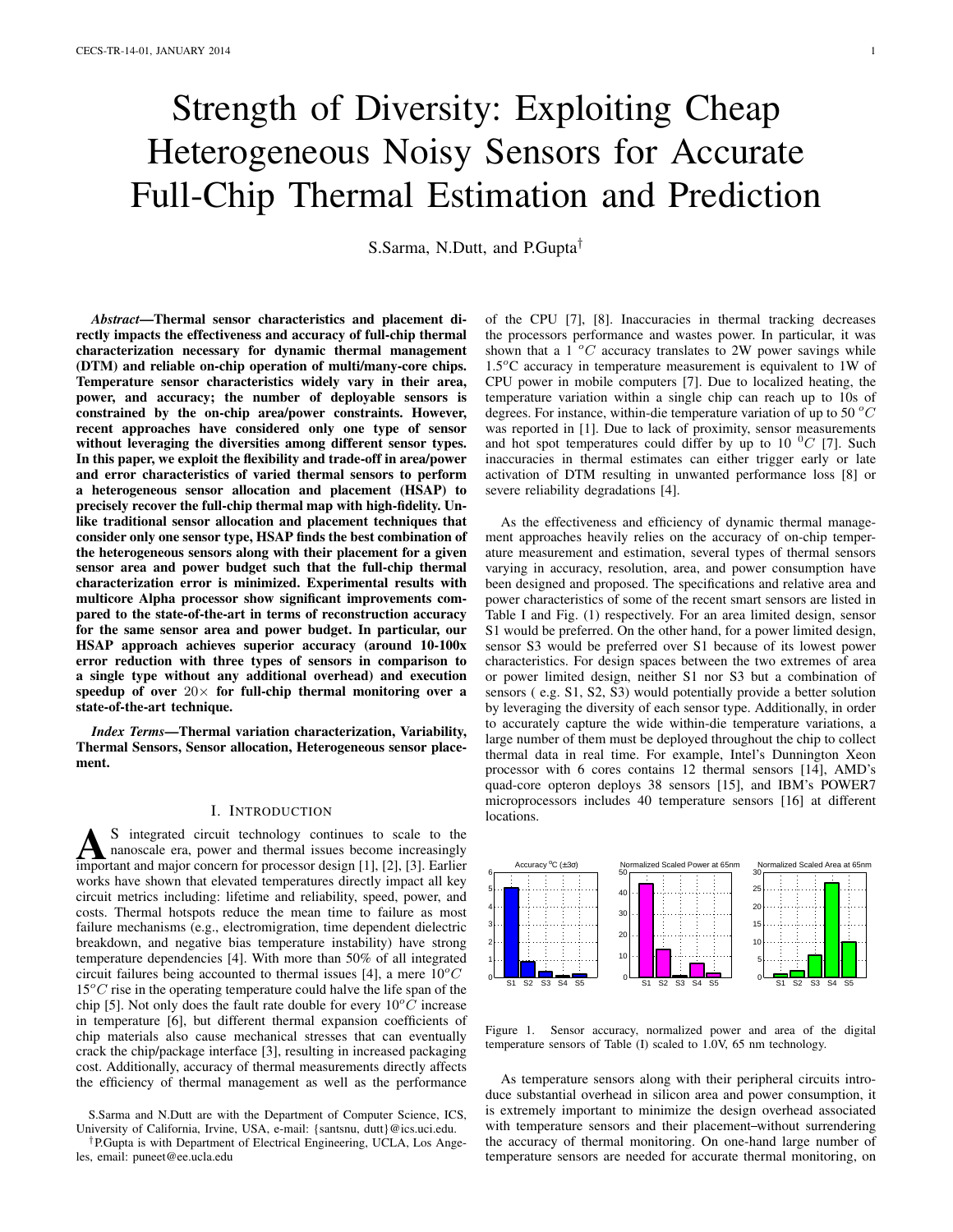# Strength of Diversity: Exploiting Cheap Heterogeneous Noisy Sensors for Accurate Full-Chip Thermal Estimation and Prediction

S.Sarma, N.Dutt, and P.Gupta[†]

***Abstract*—Thermal sensor characteristics and placement directly impacts the effectiveness and accuracy of full-chip thermal characterization necessary for dynamic thermal management (DTM) and reliable on-chip operation of multi/many-core chips. Temperature sensor characteristics widely vary in their area, power, and accuracy; the number of deployable sensors is constrained by the on-chip area/power constraints. However, recent approaches have considered only one type of sensor without leveraging the diversities among different sensor types. In this paper, we exploit the flexibility and trade-off in area/power and error characteristics of varied thermal sensors to perform a heterogeneous sensor allocation and placement (HSAP) to precisely recover the full-chip thermal map with high-fidelity. Unlike traditional sensor allocation and placement techniques that consider only one sensor type, HSAP finds the best combination of the heterogeneous sensors along with their placement for a given sensor area and power budget such that the full-chip thermal characterization error is minimized. Experimental results with multicore Alpha processor show significant improvements compared to the state-of-the-art in terms of reconstruction accuracy for the same sensor area and power budget. In particular, our HSAP approach achieves superior accuracy (around 10-100x error reduction with three types of sensors in comparison to a single type without any additional overhead) and execution speedup of over $20\times$ for full-chip thermal monitoring over a state-of-the-art technique.**

***Index Terms*—Thermal variation characterization, Variability, Thermal Sensors, Sensor allocation, Heterogeneous sensor placement.**

## I. Introduction

As integrated circuit technology continues to scale to the nanoscale era, power and thermal issues become increasingly important and major concern for processor design [1], [2], [3]. Earlier works have shown that elevated temperatures directly impact all key circuit metrics including: lifetime and reliability, speed, power, and costs. Thermal hotspots reduce the mean time to failure as most failure mechanisms (e.g., electromigration, time dependent dielectric breakdown, and negative bias temperature instability) have strong temperature dependencies [4]. With more than 50% of all integrated circuit failures being accounted to thermal issues [4], a mere $10^oC$ $15^oC$ rise in the operating temperature could halve the life span of the chip [5]. Not only does the fault rate double for every $10^oC$ increase in temperature [6], but different thermal expansion coefficients of chip materials also cause mechanical stresses that can eventually crack the chip/package interface [3], resulting in increased packaging cost. Additionally, accuracy of thermal measurements directly affects the efficiency of thermal management as well as the performance of the CPU [7], [8]. Inaccuracies in thermal tracking decreases the processors performance and wastes power. In particular, it was shown that a 1 $^oC$ accuracy translates to 2W power savings while $1.5^oC$ accuracy in temperature measurement is equivalent to 1W of CPU power in mobile computers [7]. Due to localized heating, the temperature variation within a single chip can reach up to 10s of degrees. For instance, within-die temperature variation of up to 50 $^oC$ was reported in [1]. Due to lack of proximity, sensor measurements and hot spot temperatures could differ by up to 10 $^0C$ [7]. Such inaccuracies in thermal estimates can either trigger early or late activation of DTM resulting in unwanted performance loss [8] or severe reliability degradations [4].

As the effectiveness and efficiency of dynamic thermal management approaches heavily relies on the accuracy of on-chip temperature measurement and estimation, several types of thermal sensors varying in accuracy, resolution, area, and power consumption have been designed and proposed. The specifications and relative area and power characteristics of some of the recent smart sensors are listed in Table I and Fig. (1) respectively. For an area limited design, sensor S1 would be preferred. On the other hand, for a power limited design, sensor S3 would be preferred over S1 because of its lowest power characteristics. For design spaces between the two extremes of area or power limited design, neither S1 nor S3 but a combination of sensors ( e.g. S1, S2, S3) would potentially provide a better solution by leveraging the diversity of each sensor type. Additionally, in order to accurately capture the wide within-die temperature variations, a large number of them must be deployed throughout the chip to collect thermal data in real time. For example, Intel's Dunnington Xeon processor with 6 cores contains 12 thermal sensors [14], AMD's quad-core opteron deploys 38 sensors [15], and IBM's POWER7 microprocessors includes 40 temperature sensors [16] at different locations.

Figure 1. Sensor accuracy, normalized power and area of the digital temperature sensors of Table (I) scaled to 1.0V, 65 nm technology.

As temperature sensors along with their peripheral circuits introduce substantial overhead in silicon area and power consumption, it is extremely important to minimize the design overhead associated with temperature sensors and their placement–without surrendering the accuracy of thermal monitoring. On one-hand large number of temperature sensors are needed for accurate thermal monitoring, on

S.Sarma and N.Dutt are with the Department of Computer Science, ICS, University of California, Irvine, USA, e-mail: {santsnu, dutt}@ics.uci.edu.

[†]P.Gupta is with Department of Electrical Engineering, UCLA, Los Angeles, email: puneet@ee.ucla.edu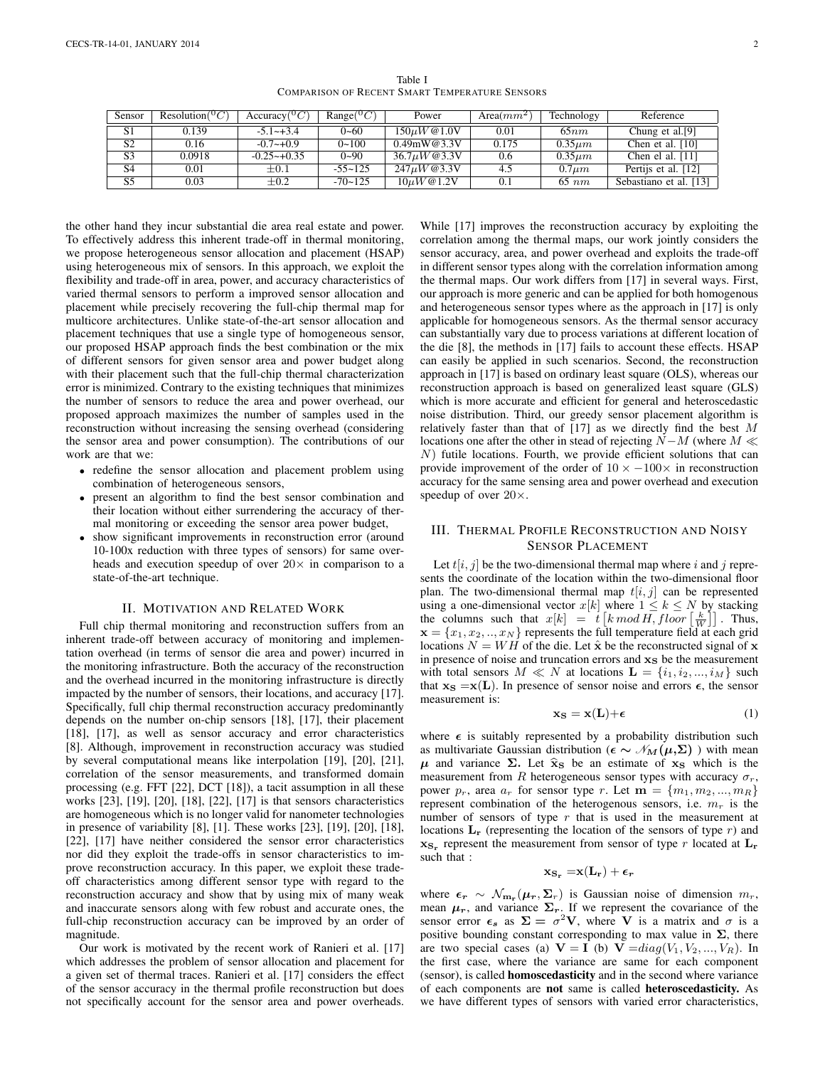Table I
COMPARISON OF RECENT SMART TEMPERATURE SENSORS

| Sensor | Resolution($^0C$) | Accuracy($^0C$) | Range($^0C$) | Power | Area($mm^2$) | Technology | Reference |
|---|---|---|---|---|---|---|---|
| S1 | 0.139 | -5.1~+3.4 | 0~60 | $150\mu W$@1.0V | 0.01 | $65nm$ | Chung et al.[9] |
| S2 | 0.16 | -0.7~+0.9 | 0~100 | 0.49mW@3.3V | 0.175 | $0.35\mu m$ | Chen et al. [10] |
| S3 | 0.0918 | -0.25~+0.35 | 0~90 | $36.7\mu W$@3.3V | 0.6 | $0.35\mu m$ | Chen el al. [11] |
| S4 | 0.01 | $\pm 0.1$ | -55~125 | $247\mu W$@3.3V | 4.5 | $0.7\mu m$ | Pertijs et al. [12] |
| S5 | 0.03 | $\pm 0.2$ | -70~125 | $10\mu W$@1.2V | 0.1 | $65\ nm$ | Sebastiano et al. [13] |

the other hand they incur substantial die area real estate and power. To effectively address this inherent trade-off in thermal monitoring, we propose heterogeneous sensor allocation and placement (HSAP) using heterogeneous mix of sensors. In this approach, we exploit the flexibility and trade-off in area, power, and accuracy characteristics of varied thermal sensors to perform a improved sensor allocation and placement while precisely recovering the full-chip thermal map for multicore architectures. Unlike state-of-the-art sensor allocation and placement techniques that use a single type of homogeneous sensor, our proposed HSAP approach finds the best combination or the mix of different sensors for given sensor area and power budget along with their placement such that the full-chip thermal characterization error is minimized. Contrary to the existing techniques that minimizes the number of sensors to reduce the area and power overhead, our proposed approach maximizes the number of samples used in the reconstruction without increasing the sensing overhead (considering the sensor area and power consumption). The contributions of our work are that we:

- redefine the sensor allocation and placement problem using combination of heterogeneous sensors,
- present an algorithm to find the best sensor combination and their location without either surrendering the accuracy of thermal monitoring or exceeding the sensor area power budget,
- show significant improvements in reconstruction error (around 10-100x reduction with three types of sensors) for same overheads and execution speedup of over $20\times$ in comparison to a state-of-the-art technique.

## II. MOTIVATION AND RELATED WORK

Full chip thermal monitoring and reconstruction suffers from an inherent trade-off between accuracy of monitoring and implementation overhead (in terms of sensor die area and power) incurred in the monitoring infrastructure. Both the accuracy of the reconstruction and the overhead incurred in the monitoring infrastructure is directly impacted by the number of sensors, their locations, and accuracy [17]. Specifically, full chip thermal reconstruction accuracy predominantly depends on the number on-chip sensors [18], [17], their placement [18], [17], as well as sensor accuracy and error characteristics [8]. Although, improvement in reconstruction accuracy was studied by several computational means like interpolation [19], [20], [21], correlation of the sensor measurements, and transformed domain processing (e.g. FFT [22], DCT [18]), a tacit assumption in all these works [23], [19], [20], [18], [22], [17] is that sensors characteristics are homogeneous which is no longer valid for nanometer technologies in presence of variability [8], [1]. These works [23], [19], [20], [18], [22], [17] have neither considered the sensor error characteristics nor did they exploit the trade-offs in sensor characteristics to improve reconstruction accuracy. In this paper, we exploit these trade-off characteristics among different sensor type with regard to the reconstruction accuracy and show that by using mix of many weak and inaccurate sensors along with few robust and accurate ones, the full-chip reconstruction accuracy can be improved by an order of magnitude.

Our work is motivated by the recent work of Ranieri et al. [17] which addresses the problem of sensor allocation and placement for a given set of thermal traces. Ranieri et al. [17] considers the effect of the sensor accuracy in the thermal profile reconstruction but does not specifically account for the sensor area and power overheads. While [17] improves the reconstruction accuracy by exploiting the correlation among the thermal maps, our work jointly considers the sensor accuracy, area, and power overhead and exploits the trade-off in different sensor types along with the correlation information among the thermal maps. Our work differs from [17] in several ways. First, our approach is more generic and can be applied for both homogenous and heterogeneous sensor types where as the approach in [17] is only applicable for homogeneous sensors. As the thermal sensor accuracy can substantially vary due to process variations at different location of the die [8], the methods in [17] fails to account these effects. HSAP can easily be applied in such scenarios. Second, the reconstruction approach in [17] is based on ordinary least square (OLS), whereas our reconstruction approach is based on generalized least square (GLS) which is more accurate and efficient for general and heteroscedastic noise distribution. Third, our greedy sensor placement algorithm is relatively faster than that of [17] as we directly find the best $M$ locations one after the other in stead of rejecting $N-M$ (where $M \ll N$) futile locations. Fourth, we provide efficient solutions that can provide improvement of the order of $10\times-100\times$ in reconstruction accuracy for the same sensing area and power overhead and execution speedup of over $20\times$.

## III. THERMAL PROFILE RECONSTRUCTION AND NOISY SENSOR PLACEMENT

Let $t[i,j]$ be the two-dimensional thermal map where $i$ and $j$ represents the coordinate of the location within the two-dimensional floor plan. The two-dimensional thermal map $t[i,j]$ can be represented using a one-dimensional vector $x[k]$ where $1 \leq k \leq N$ by stacking the columns such that $x[k] = t\left[k \bmod H, floor\left[\frac{k}{W}\right]\right]$. Thus, $\mathbf{x} = \{x_1, x_2, .., x_N\}$ represents the full temperature field at each grid locations $N = WH$ of the die. Let $\hat{\mathbf{x}}$ be the reconstructed signal of $\mathbf{x}$ in presence of noise and truncation errors and $\mathbf{x_S}$ be the measurement with total sensors $M \ll N$ at locations $\mathbf{L} = \{i_1, i_2, ..., i_M\}$ such that $\mathbf{x_S} = \mathbf{x}(\mathbf{L})$. In presence of sensor noise and errors $\boldsymbol{\epsilon}$, the sensor measurement is:

$$\mathbf{x_S} = \mathbf{x}(\mathbf{L}) + \boldsymbol{\epsilon} \tag{1}$$

where $\boldsymbol{\epsilon}$ is suitably represented by a probability distribution such as multivariate Gaussian distribution ($\boldsymbol{\epsilon} \sim \mathscr{N}_{\boldsymbol{M}}(\boldsymbol{\mu}, \boldsymbol{\Sigma})$ ) with mean $\boldsymbol{\mu}$ and variance $\boldsymbol{\Sigma}$. Let $\widehat{\mathbf{x}}_{\mathbf{S}}$ be an estimate of $\mathbf{x_S}$ which is the measurement from $R$ heterogeneous sensor types with accuracy $\sigma_r$, power $p_r$, area $a_r$ for sensor type $r$. Let $\mathbf{m} = \{m_1, m_2, ..., m_R\}$ represent combination of the heterogeneous sensors, i.e. $m_r$ is the number of sensors of type $r$ that is used in the measurement at locations $\mathbf{L_r}$ (representing the location of the sensors of type $r$) and $\mathbf{x_{S_r}}$ represent the measurement from sensor of type $r$ located at $\mathbf{L_r}$ such that :

$$\mathbf{x_{S_r}} = \mathbf{x}(\mathbf{L_r}) + \boldsymbol{\epsilon_r}$$

where $\boldsymbol{\epsilon_r} \sim \mathcal{N}_{\mathbf{m_r}}(\boldsymbol{\mu_r}, \boldsymbol{\Sigma_r})$ is Gaussian noise of dimension $m_r$, mean $\boldsymbol{\mu_r}$, and variance $\boldsymbol{\Sigma_r}$. If we represent the covariance of the sensor error $\boldsymbol{\epsilon_s}$ as $\boldsymbol{\Sigma} = \sigma^2\mathbf{V}$, where $\mathbf{V}$ is a matrix and $\sigma$ is a positive bounding constant corresponding to max value in $\boldsymbol{\Sigma}$, there are two special cases (a) $\mathbf{V} = \mathbf{I}$ (b) $\mathbf{V} = diag(V_1, V_2, ..., V_R)$. In the first case, where the variance are same for each component (sensor), is called **homoscedasticity** and in the second where variance of each components are **not** same is called **heteroscedasticity.** As we have different types of sensors with varied error characteristics,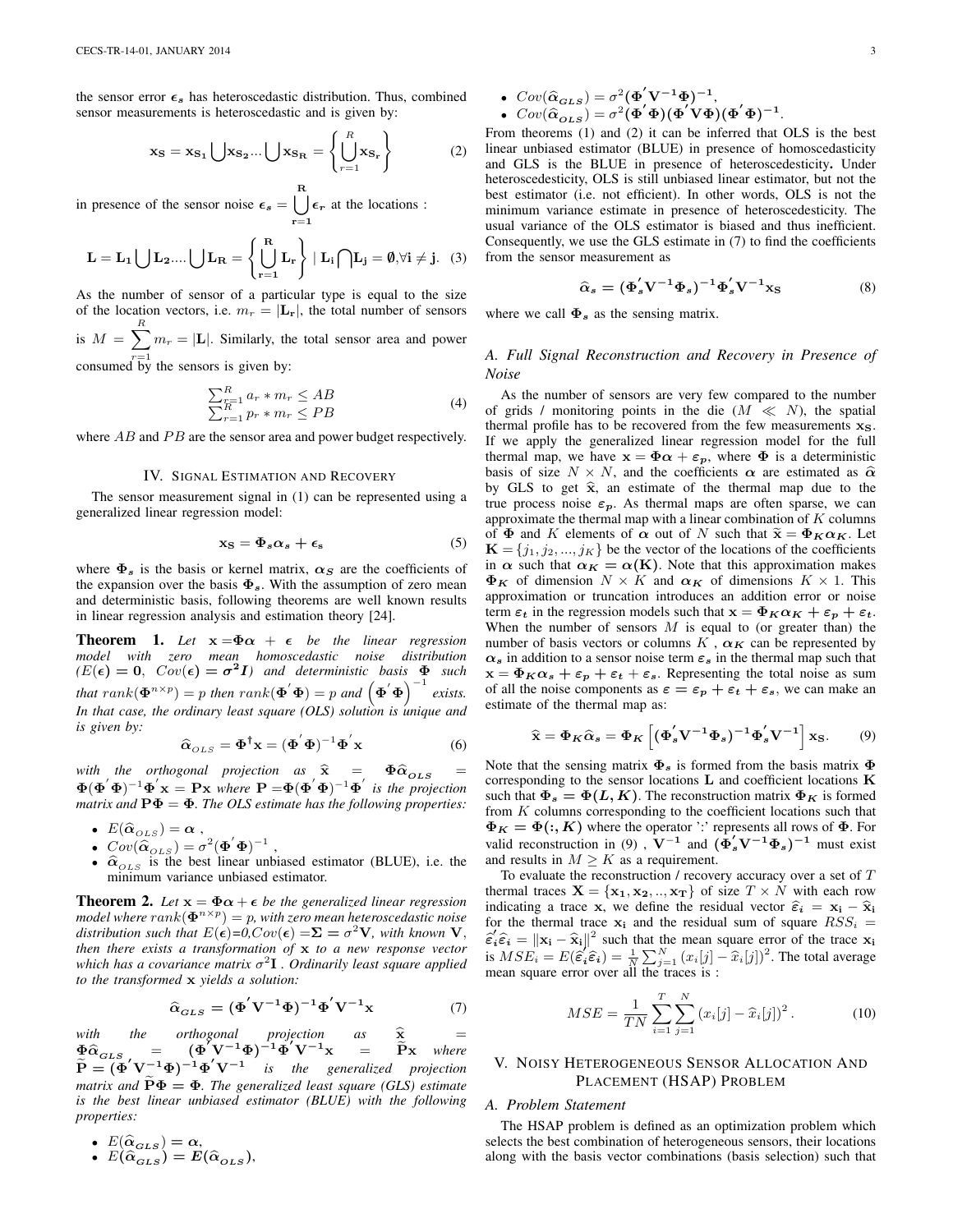the sensor error $\epsilon_s$ has heteroscedastic distribution. Thus, combined sensor measurements is heteroscedastic and is given by:

$$\mathbf{x_S} = \mathbf{x_{S_1}} \bigcup \mathbf{x_{S_2}} ... \bigcup \mathbf{x_{S_R}} = \left\{ \bigcup_{r=1}^{R} \mathbf{x_{S_r}} \right\} \tag{2}$$

in presence of the sensor noise $\epsilon_s = \bigcup_{r=1}^{R} \epsilon_r$ at the locations :

$$\mathbf{L} = \mathbf{L_1} \bigcup \mathbf{L_2} .... \bigcup \mathbf{L_R} = \left\{ \bigcup_{r=1}^{R} \mathbf{L_r} \right\} \mid \mathbf{L_i} \bigcap \mathbf{L_j} = \emptyset, \forall \mathbf{i} \neq \mathbf{j}. \tag{3}$$

As the number of sensor of a particular type is equal to the size of the location vectors, i.e. $m_r = |\mathbf{L_r}|$, the total number of sensors is $M = \sum_{r=1}^{R} m_r = |\mathbf{L}|$. Similarly, the total sensor area and power consumed by the sensors is given by:

$$\begin{aligned} \textstyle\sum_{r=1}^{R} a_r * m_r \leq AB \\ \textstyle\sum_{r=1}^{R} p_r * m_r \leq PB \end{aligned} \tag{4}$$

where $AB$ and $PB$ are the sensor area and power budget respectively.

## IV. Signal Estimation and Recovery

The sensor measurement signal in (1) can be represented using a generalized linear regression model:

$$\mathbf{x_S} = \mathbf{\Phi_s} \boldsymbol{\alpha_s} + \boldsymbol{\epsilon_s} \tag{5}$$

where $\mathbf{\Phi_s}$ is the basis or kernel matrix, $\boldsymbol{\alpha_S}$ are the coefficients of the expansion over the basis $\mathbf{\Phi_s}$. With the assumption of zero mean and deterministic basis, following theorems are well known results in linear regression analysis and estimation theory [24].

**Theorem 1.** *Let* $\mathbf{x} = \mathbf{\Phi} \boldsymbol{\alpha} + \boldsymbol{\epsilon}$ *be the linear regression model with zero mean homoscedastic noise distribution* $(E(\boldsymbol{\epsilon}) = \mathbf{0},\ Cov(\boldsymbol{\epsilon}) = \boldsymbol{\sigma^2 I})$ *and deterministic basis* $\mathbf{\Phi}$ *such that* $rank(\mathbf{\Phi}^{n \times p}) = p$ *then* $rank(\mathbf{\Phi}' \mathbf{\Phi}) = p$ *and* $\left(\mathbf{\Phi}' \mathbf{\Phi}\right)^{-1}$ *exists. In that case, the ordinary least square (OLS) solution is unique and is given by:*

$$\widehat{\boldsymbol{\alpha}}_{OLS} = \mathbf{\Phi}^{\dagger} \mathbf{x} = (\mathbf{\Phi}' \mathbf{\Phi})^{-1} \mathbf{\Phi}' \mathbf{x} \tag{6}$$

*with the orthogonal projection as* $\widehat{\mathbf{x}} = \mathbf{\Phi} \widehat{\boldsymbol{\alpha}}_{OLS} = \mathbf{\Phi}(\mathbf{\Phi}' \mathbf{\Phi})^{-1} \mathbf{\Phi}' \mathbf{x} = \mathbf{P} \mathbf{x}$ *where* $\mathbf{P} = \mathbf{\Phi}(\mathbf{\Phi}' \mathbf{\Phi})^{-1} \mathbf{\Phi}'$ *is the projection matrix and* $\mathbf{P} \mathbf{\Phi} = \mathbf{\Phi}$. *The OLS estimate has the following properties:*

- $E(\widehat{\boldsymbol{\alpha}}_{OLS}) = \boldsymbol{\alpha}$ ,
- $Cov(\widehat{\boldsymbol{\alpha}}_{OLS}) = \sigma^2 (\mathbf{\Phi}' \mathbf{\Phi})^{-1}$ ,
- $\widehat{\boldsymbol{\alpha}}_{OLS}$ is the best linear unbiased estimator (BLUE), i.e. the minimum variance unbiased estimator.

**Theorem 2.** *Let* $\mathbf{x} = \mathbf{\Phi} \boldsymbol{\alpha} + \boldsymbol{\epsilon}$ *be the generalized linear regression model where* $rank(\mathbf{\Phi}^{n \times p}) = p$, *with zero mean heteroscedastic noise distribution such that* $E(\boldsymbol{\epsilon})$=*0*,$Cov(\boldsymbol{\epsilon}) = \mathbf{\Sigma} = \sigma^2 \mathbf{V}$, *with known* $\mathbf{V}$, *then there exists a transformation of* $\mathbf{x}$ *to a new response vector which has a covariance matrix* $\sigma^2 \mathbf{I}$ . *Ordinarily least square applied to the transformed* $\mathbf{x}$ *yields a solution:*

$$\widehat{\boldsymbol{\alpha}}_{GLS} = (\mathbf{\Phi}' \mathbf{V^{-1}} \mathbf{\Phi})^{-1} \mathbf{\Phi}' \mathbf{V^{-1}} \mathbf{x} \tag{7}$$

*with the orthogonal projection as* $\widehat{\mathbf{x}} = \mathbf{\Phi} \widehat{\boldsymbol{\alpha}}_{GLS} = (\mathbf{\Phi}' \mathbf{V^{-1}} \mathbf{\Phi})^{-1} \mathbf{\Phi}' \mathbf{V^{-1}} \mathbf{x} = \widetilde{\mathbf{P}} \mathbf{x}$ *where* $\widetilde{\mathbf{P}} = (\mathbf{\Phi}' \mathbf{V^{-1}} \mathbf{\Phi})^{-1} \mathbf{\Phi}' \mathbf{V^{-1}}$ *is the generalized projection matrix and* $\widetilde{\mathbf{P}} \mathbf{\Phi} = \mathbf{\Phi}$. *The generalized least square (GLS) estimate is the best linear unbiased estimator (BLUE) with the following properties:*

- $E(\widehat{\boldsymbol{\alpha}}_{GLS}) = \boldsymbol{\alpha}$,
- $E(\widehat{\boldsymbol{\alpha}}_{GLS}) = E(\widehat{\boldsymbol{\alpha}}_{OLS})$,
- $Cov(\widehat{\boldsymbol{\alpha}}_{GLS}) = \sigma^2 (\mathbf{\Phi}' \mathbf{V^{-1}} \mathbf{\Phi})^{-1}$,
- $Cov(\widehat{\boldsymbol{\alpha}}_{OLS}) = \sigma^2 (\mathbf{\Phi}' \mathbf{\Phi})(\mathbf{\Phi}' \mathbf{V} \mathbf{\Phi})(\mathbf{\Phi}' \mathbf{\Phi})^{-1}$.

From theorems (1) and (2) it can be inferred that OLS is the best linear unbiased estimator (BLUE) in presence of homoscedasticity and GLS is the BLUE in presence of heteroscedesticity**.** Under heteroscedesticity, OLS is still unbiased linear estimator, but not the best estimator (i.e. not efficient). In other words, OLS is not the minimum variance estimate in presence of heteroscedesticity. The usual variance of the OLS estimator is biased and thus inefficient. Consequently, we use the GLS estimate in (7) to find the coefficients from the sensor measurement as

$$\widehat{\boldsymbol{\alpha}}_s = (\mathbf{\Phi}_s' \mathbf{V^{-1}} \mathbf{\Phi}_s)^{-1} \mathbf{\Phi}_s' \mathbf{V^{-1}} \mathbf{x_S} \tag{8}$$

where we call $\mathbf{\Phi_s}$ as the sensing matrix.

### A. Full Signal Reconstruction and Recovery in Presence of Noise

As the number of sensors are very few compared to the number of grids / monitoring points in the die ($M \ll N$), the spatial thermal profile has to be recovered from the few measurements $\mathbf{x_S}$. If we apply the generalized linear regression model for the full thermal map, we have $\mathbf{x} = \mathbf{\Phi} \boldsymbol{\alpha} + \boldsymbol{\varepsilon_p}$, where $\mathbf{\Phi}$ is a deterministic basis of size $N \times N$, and the coefficients $\boldsymbol{\alpha}$ are estimated as $\widehat{\boldsymbol{\alpha}}$ by GLS to get $\widehat{\mathbf{x}}$, an estimate of the thermal map due to the true process noise $\boldsymbol{\varepsilon_p}$. As thermal maps are often sparse, we can approximate the thermal map with a linear combination of $K$ columns of $\mathbf{\Phi}$ and $K$ elements of $\boldsymbol{\alpha}$ out of $N$ such that $\widetilde{\mathbf{x}} = \mathbf{\Phi_K} \boldsymbol{\alpha_K}$. Let $\mathbf{K} = \{j_1, j_2, ..., j_K\}$ be the vector of the locations of the coefficients in $\boldsymbol{\alpha}$ such that $\boldsymbol{\alpha_K} = \boldsymbol{\alpha}(\mathbf{K})$. Note that this approximation makes $\mathbf{\Phi_K}$ of dimension $N \times K$ and $\boldsymbol{\alpha_K}$ of dimensions $K \times 1$. This approximation or truncation introduces an addition error or noise term $\boldsymbol{\varepsilon_t}$ in the regression models such that $\mathbf{x} = \mathbf{\Phi_K} \boldsymbol{\alpha_K} + \boldsymbol{\varepsilon_p} + \boldsymbol{\varepsilon_t}$. When the number of sensors $M$ is equal to (or greater than) the number of basis vectors or columns $K$ , $\boldsymbol{\alpha_K}$ can be represented by $\boldsymbol{\alpha_s}$ in addition to a sensor noise term $\boldsymbol{\varepsilon_s}$ in the thermal map such that $\mathbf{x} = \mathbf{\Phi_K} \boldsymbol{\alpha_s} + \boldsymbol{\varepsilon_p} + \boldsymbol{\varepsilon_t} + \boldsymbol{\varepsilon_s}$. Representing the total noise as sum of all the noise components as $\boldsymbol{\varepsilon} = \boldsymbol{\varepsilon_p} + \boldsymbol{\varepsilon_t} + \boldsymbol{\varepsilon_s}$, we can make an estimate of the thermal map as:

$$\widehat{\mathbf{x}} = \mathbf{\Phi_K} \widehat{\boldsymbol{\alpha}}_s = \mathbf{\Phi_K} \left[ (\mathbf{\Phi}_s' \mathbf{V^{-1}} \mathbf{\Phi}_s)^{-1} \mathbf{\Phi}_s' \mathbf{V^{-1}} \right] \mathbf{x_S}. \tag{9}$$

Note that the sensing matrix $\mathbf{\Phi_s}$ is formed from the basis matrix $\mathbf{\Phi}$ corresponding to the sensor locations $\mathbf{L}$ and coefficient locations $\mathbf{K}$ such that $\mathbf{\Phi_s} = \mathbf{\Phi}(\boldsymbol{L}, \boldsymbol{K})$. The reconstruction matrix $\mathbf{\Phi_K}$ is formed from $K$ columns corresponding to the coefficient locations such that $\mathbf{\Phi_K} = \mathbf{\Phi}(:, \boldsymbol{K})$ where the operator ':' represents all rows of $\mathbf{\Phi}$. For valid reconstruction in (9) , $\mathbf{V^{-1}}$ and $(\mathbf{\Phi}_s' \mathbf{V^{-1}} \mathbf{\Phi}_s)^{-1}$ must exist and results in $M \geq K$ as a requirement.

To evaluate the reconstruction / recovery accuracy over a set of $T$ thermal traces $\mathbf{X} = \{\mathbf{x_1}, \mathbf{x_2}, .., \mathbf{x_T}\}$ of size $T \times N$ with each row indicating a trace $\mathbf{x}$, we define the residual vector $\widehat{\boldsymbol{\varepsilon}}_i = \mathbf{x_i} - \widehat{\mathbf{x}}_\mathbf{i}$ for the thermal trace $\mathbf{x_i}$ and the residual sum of square $RSS_i = \widehat{\boldsymbol{\varepsilon}}_i' \widehat{\boldsymbol{\varepsilon}}_i = \|\mathbf{x_i} - \widehat{\mathbf{x}}_\mathbf{i}\|^2$ such that the mean square error of the trace $\mathbf{x_i}$ is $MSE_i = E(\widehat{\boldsymbol{\varepsilon}}_i' \widehat{\boldsymbol{\varepsilon}}_i) = \frac{1}{N} \sum_{j=1}^{N} (x_i[j] - \widehat{x}_i[j])^2$. The total average mean square error over all the traces is :

$$MSE = \frac{1}{TN} \sum_{i=1}^{T} \sum_{j=1}^{N} (x_i[j] - \widehat{x}_i[j])^2 \,. \tag{10}$$

## V. Noisy Heterogeneous Sensor Allocation And Placement (HSAP) Problem

### A. Problem Statement

The HSAP problem is defined as an optimization problem which selects the best combination of heterogeneous sensors, their locations along with the basis vector combinations (basis selection) such that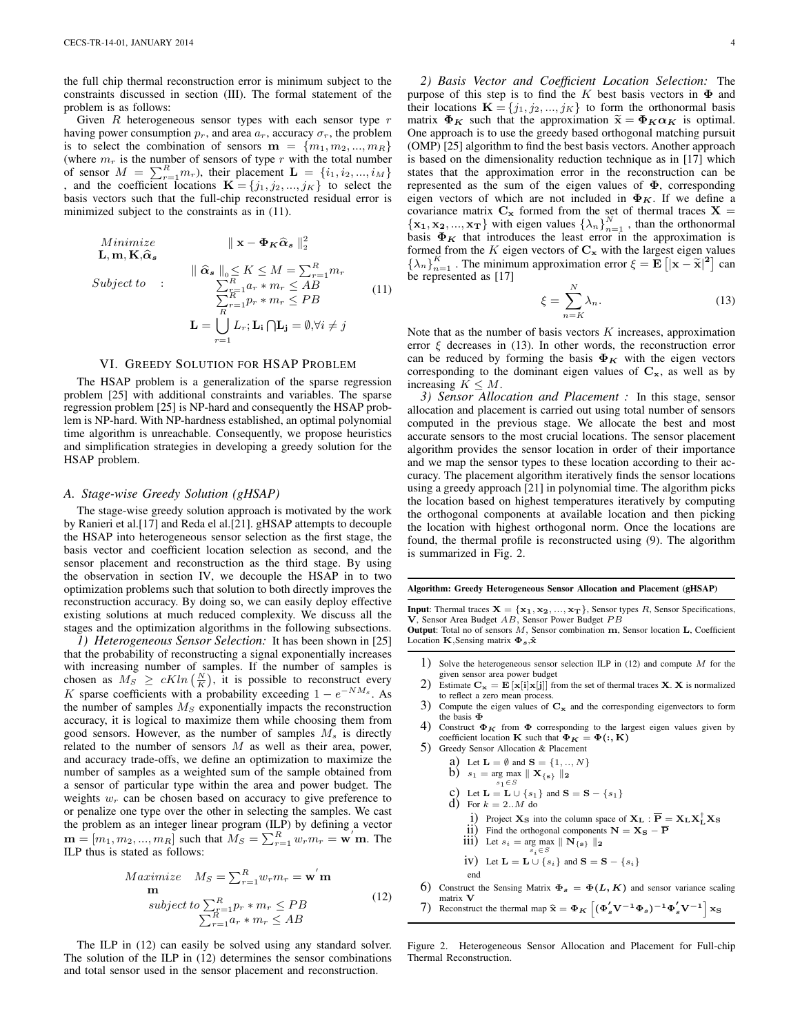the full chip thermal reconstruction error is minimum subject to the constraints discussed in section (III). The formal statement of the problem is as follows:

Given $R$ heterogeneous sensor types with each sensor type $r$ having power consumption $p_r$, and area $a_r$, accuracy $\sigma_r$, the problem is to select the combination of sensors $\mathbf{m} = \{m_1, m_2, ..., m_R\}$ (where $m_r$ is the number of sensors of type $r$ with the total number of sensor $M = \sum_{r=1}^{R} m_r$), their placement $\mathbf{L} = \{i_1, i_2, ..., i_M\}$, and the coefficient locations $\mathbf{K} = \{j_1, j_2, ..., j_K\}$ to select the basis vectors such that the full-chip reconstructed residual error is minimized subject to the constraints as in (11).

$$
\begin{aligned}
\underset{\mathbf{L}, \mathbf{m}, \mathbf{K}, \widehat{\boldsymbol{\alpha}}_s}{Minimize} \quad & \| \mathbf{x} - \boldsymbol{\Phi_K} \widehat{\boldsymbol{\alpha}}_s \|_2^2 \\
Subject\ to \quad : \quad & \| \widehat{\boldsymbol{\alpha}}_s \|_0 \leq K \leq M = \textstyle\sum_{r=1}^{R} m_r \\
& \textstyle\sum_{r=1}^{R} a_r * m_r \leq AB \\
& \textstyle\sum_{r=1}^{R} p_r * m_r \leq PB \\
& \mathbf{L} = \bigcup_{r=1}^{R} L_r ; \mathbf{L_i} \bigcap \mathbf{L_j} = \emptyset, \forall i \neq j
\end{aligned}
\tag{11}
$$

## VI. Greedy Solution for HSAP Problem

The HSAP problem is a generalization of the sparse regression problem [25] with additional constraints and variables. The sparse regression problem [25] is NP-hard and consequently the HSAP problem is NP-hard. With NP-hardness established, an optimal polynomial time algorithm is unreachable. Consequently, we propose heuristics and simplification strategies in developing a greedy solution for the HSAP problem.

### A. Stage-wise Greedy Solution (gHSAP)

The stage-wise greedy solution approach is motivated by the work by Ranieri et al.[17] and Reda el al.[21]. gHSAP attempts to decouple the HSAP into heterogeneous sensor selection as the first stage, the basis vector and coefficient location selection as second, and the sensor placement and reconstruction as the third stage. By using the observation in section IV, we decouple the HSAP in to two optimization problems such that solution to both directly improves the reconstruction accuracy. By doing so, we can easily deploy effective existing solutions at much reduced complexity. We discuss all the stages and the optimization algorithms in the following subsections.

*1) Heterogeneous Sensor Selection:* It has been shown in [25] that the probability of reconstructing a signal exponentially increases with increasing number of samples. If the number of samples is chosen as $M_S \geq cKln\left(\frac{N}{K}\right)$, it is possible to reconstruct every $K$ sparse coefficients with a probability exceeding $1 - e^{-NM_s}$. As the number of samples $M_S$ exponentially impacts the reconstruction accuracy, it is logical to maximize them while choosing them from good sensors. However, as the number of samples $M_s$ is directly related to the number of sensors $M$ as well as their area, power, and accuracy trade-offs, we define an optimization to maximize the number of samples as a weighted sum of the sample obtained from a sensor of particular type within the area and power budget. The weights $w_r$ can be chosen based on accuracy to give preference to or penalize one type over the other in selecting the samples. We cast the problem as an integer linear program (ILP) by defining a vector $\mathbf{m} = [m_1, m_2, ..., m_R]$ such that $M_S = \sum_{r=1}^{R} w_r m_r = \mathbf{w}' \mathbf{m}$. The ILP thus is stated as follows:

$$
\begin{aligned}
\underset{\mathbf{m}}{Maximize} \quad & M_S = \textstyle\sum_{r=1}^{R} w_r m_r = \mathbf{w}' \mathbf{m} \\
subject\ to \quad & \textstyle\sum_{r=1}^{R} p_r * m_r \leq PB \\
& \textstyle\sum_{r=1}^{R} a_r * m_r \leq AB
\end{aligned}
\tag{12}
$$

The ILP in (12) can easily be solved using any standard solver. The solution of the ILP in (12) determines the sensor combinations and total sensor used in the sensor placement and reconstruction.

*2) Basis Vector and Coefficient Location Selection:* The purpose of this step is to find the $K$ best basis vectors in $\boldsymbol{\Phi}$ and their locations $\mathbf{K} = \{j_1, j_2, ..., j_K\}$ to form the orthonormal basis matrix $\boldsymbol{\Phi_K}$ such that the approximation $\widetilde{\mathbf{x}} = \boldsymbol{\Phi_K} \boldsymbol{\alpha_K}$ is optimal. One approach is to use the greedy based orthogonal matching pursuit (OMP) [25] algorithm to find the best basis vectors. Another approach is based on the dimensionality reduction technique as in [17] which states that the approximation error in the reconstruction can be represented as the sum of the eigen values of $\boldsymbol{\Phi}$, corresponding eigen vectors of which are not included in $\boldsymbol{\Phi_K}$. If we define a covariance matrix $\mathbf{C_x}$ formed from the set of thermal traces $\mathbf{X} = \{\mathbf{x_1}, \mathbf{x_2}, ..., \mathbf{x_T}\}$ with eigen values $\{\lambda_n\}_{n=1}^{N}$, than the orthonormal basis $\boldsymbol{\Phi_K}$ that introduces the least error in the approximation is formed from the $K$ eigen vectors of $\mathbf{C_x}$ with the largest eigen values $\{\lambda_n\}_{n=1}^{K}$. The minimum approximation error $\xi = \mathbf{E}\left[|\mathbf{x} - \widetilde{\mathbf{x}}|^2\right]$ can be represented as [17]

$$
\xi = \sum_{n=K}^{N} \lambda_n. \tag{13}
$$

Note that as the number of basis vectors $K$ increases, approximation error $\xi$ decreases in (13). In other words, the reconstruction error can be reduced by forming the basis $\boldsymbol{\Phi_K}$ with the eigen vectors corresponding to the dominant eigen values of $\mathbf{C_x}$, as well as by increasing $K \leq M$.

*3) Sensor Allocation and Placement :* In this stage, sensor allocation and placement is carried out using total number of sensors computed in the previous stage. We allocate the best and most accurate sensors to the most crucial locations. The sensor placement algorithm provides the sensor location in order of their importance and we map the sensor types to these location according to their accuracy. The placement algorithm iteratively finds the sensor locations using a greedy approach [21] in polynomial time. The algorithm picks the location based on highest temperatures iteratively by computing the orthogonal components at available location and then picking the location with highest orthogonal norm. Once the locations are found, the thermal profile is reconstructed using (9). The algorithm is summarized in Fig. 2.

---

**Algorithm: Greedy Heterogeneous Sensor Allocation and Placement (gHSAP)**

**Input**: Thermal traces $\mathbf{X} = \{\mathbf{x_1}, \mathbf{x_2}, ..., \mathbf{x_T}\}$, Sensor types $R$, Sensor Specifications, $\mathbf{V}$, Sensor Area Budget $AB$, Sensor Power Budget $PB$
**Output**: Total no of sensors $M$, Sensor combination $\mathbf{m}$, Sensor location $\mathbf{L}$, Coefficient Location $\mathbf{K}$,Sensing matrix $\boldsymbol{\Phi_s}$,$\hat{\mathbf{x}}$

1) Solve the heterogeneous sensor selection ILP in (12) and compute $M$ for the given sensor area power budget
2) Estimate $\mathbf{C_x} = \mathbf{E}\left[\mathbf{x[i]x[j]}\right]$ from the set of thermal traces $\mathbf{X}$. $\mathbf{X}$ is normalized to reflect a zero mean process.
3) Compute the eigen values of $\mathbf{C_x}$ and the corresponding eigenvectors to form the basis $\boldsymbol{\Phi}$
4) Construct $\boldsymbol{\Phi_K}$ from $\boldsymbol{\Phi}$ corresponding to the largest eigen values given by coefficient location $\mathbf{K}$ such that $\boldsymbol{\Phi_K} = \boldsymbol{\Phi}(:, \mathbf{K})$
5) Greedy Sensor Allocation & Placement
   a) Let $\mathbf{L} = \emptyset$ and $\mathbf{S} = \{1, .., N\}$
   b) $s_1 = \arg\max_{s_1 \in S} \| \mathbf{X_{\{s\}}} \|_2$
   c) Let $\mathbf{L} = \mathbf{L} \cup \{s_1\}$ and $\mathbf{S} = \mathbf{S} - \{s_1\}$
   d) For $k = 2..M$ do
      i) Project $\mathbf{X_S}$ into the column space of $\mathbf{X_L}$ : $\overline{\mathbf{P}} = \mathbf{X_L} \mathbf{X_L^\dagger} \mathbf{X_S}$
      ii) Find the orthogonal components $\mathbf{N} = \mathbf{X_S} - \overline{\mathbf{P}}$
      iii) Let $s_i = \arg\max_{s_i \in S} \| \mathbf{N_{\{s\}}} \|_2$
      iv) Let $\mathbf{L} = \mathbf{L} \cup \{s_i\}$ and $\mathbf{S} = \mathbf{S} - \{s_i\}$
      
      end
6) Construct the Sensing Matrix $\boldsymbol{\Phi_s} = \boldsymbol{\Phi}(\boldsymbol{L}, \boldsymbol{K})$ and sensor variance scaling matrix $\mathbf{V}$
7) Reconstruct the thermal map $\widehat{\mathbf{x}} = \boldsymbol{\Phi_K}\left[(\boldsymbol{\Phi_s'}\mathbf{V^{-1}}\boldsymbol{\Phi_s})^{-1}\boldsymbol{\Phi_s'}\mathbf{V^{-1}}\right]\mathbf{x_S}$

---

Figure 2. Heterogeneous Sensor Allocation and Placement for Full-chip Thermal Reconstruction.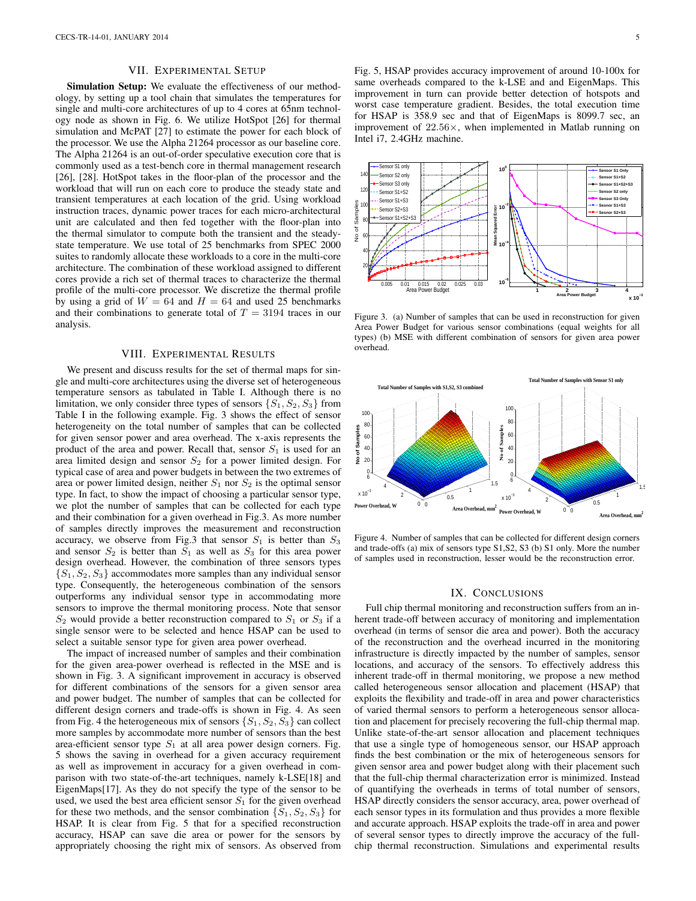## VII. Experimental Setup

**Simulation Setup:** We evaluate the effectiveness of our methodology, by setting up a tool chain that simulates the temperatures for single and multi-core architectures of up to 4 cores at 65nm technology node as shown in Fig. 6. We utilize HotSpot [26] for thermal simulation and McPAT [27] to estimate the power for each block of the processor. We use the Alpha 21264 processor as our baseline core. The Alpha 21264 is an out-of-order speculative execution core that is commonly used as a test-bench core in thermal management research [26], [28]. HotSpot takes in the floor-plan of the processor and the workload that will run on each core to produce the steady state and transient temperatures at each location of the grid. Using workload instruction traces, dynamic power traces for each micro-architectural unit are calculated and then fed together with the floor-plan into the thermal simulator to compute both the transient and the steady-state temperature. We use total of 25 benchmarks from SPEC 2000 suites to randomly allocate these workloads to a core in the multi-core architecture. The combination of these workload assigned to different cores provide a rich set of thermal traces to characterize the thermal profile of the multi-core processor. We discretize the thermal profile by using a grid of $W = 64$ and $H = 64$ and used 25 benchmarks and their combinations to generate total of $T = 3194$ traces in our analysis.

## VIII. Experimental Results

We present and discuss results for the set of thermal maps for single and multi-core architectures using the diverse set of heterogeneous temperature sensors as tabulated in Table I. Although there is no limitation, we only consider three types of sensors $\{S_1, S_2, S_3\}$ from Table I in the following example. Fig. 3 shows the effect of sensor heterogeneity on the total number of samples that can be collected for given sensor power and area overhead. The x-axis represents the product of the area and power. Recall that, sensor $S_1$ is used for an area limited design and sensor $S_2$ for a power limited design. For typical case of area and power budgets in between the two extremes of area or power limited design, neither $S_1$ nor $S_2$ is the optimal sensor type. In fact, to show the impact of choosing a particular sensor type, we plot the number of samples that can be collected for each type and their combination for a given overhead in Fig.3. As more number of samples directly improves the measurement and reconstruction accuracy, we observe from Fig.3 that sensor $S_1$ is better than $S_3$ and sensor $S_2$ is better than $S_1$ as well as $S_3$ for this area power design overhead. However, the combination of three sensors types $\{S_1, S_2, S_3\}$ accommodates more samples than any individual sensor type. Consequently, the heterogeneous combination of the sensors outperforms any individual sensor type in accommodating more sensors to improve the thermal monitoring process. Note that sensor $S_2$ would provide a better reconstruction compared to $S_1$ or $S_3$ if a single sensor were to be selected and hence HSAP can be used to select a suitable sensor type for given area power overhead.

The impact of increased number of samples and their combination for the given area-power overhead is reflected in the MSE and is shown in Fig. 3. A significant improvement in accuracy is observed for different combinations of the sensors for a given sensor area and power budget. The number of samples that can be collected for different design corners and trade-offs is shown in Fig. 4. As seen from Fig. 4 the heterogeneous mix of sensors $\{S_1, S_2, S_3\}$ can collect more samples by accommodate more number of sensors than the best area-efficient sensor type $S_1$ at all area power design corners. Fig. 5 shows the saving in overhead for a given accuracy requirement as well as improvement in accuracy for a given overhead in comparison with two state-of-the-art techniques, namely k-LSE[18] and EigenMaps[17]. As they do not specify the type of the sensor to be used, we used the best area efficient sensor $S_1$ for the given overhead for these two methods, and the sensor combination $\{S_1, S_2, S_3\}$ for HSAP. It is clear from Fig. 5 that for a specified reconstruction accuracy, HSAP can save die area or power for the sensors by appropriately choosing the right mix of sensors. As observed from Fig. 5, HSAP provides accuracy improvement of around 10-100x for same overheads compared to the k-LSE and and EigenMaps. This improvement in turn can provide better detection of hotspots and worst case temperature gradient. Besides, the total execution time for HSAP is 358.9 sec and that of EigenMaps is 8099.7 sec, an improvement of $22.56\times$, when implemented in Matlab running on Intel i7, 2.4GHz machine.

Figure 3. (a) Number of samples that can be used in reconstruction for given Area Power Budget for various sensor combinations (equal weights for all types) (b) MSE with different combination of sensors for given area power overhead.

Figure 4. Number of samples that can be collected for different design corners and trade-offs (a) mix of sensors type S1,S2, S3 (b) S1 only. More the number of samples used in reconstruction, lesser would be the reconstruction error.

## IX. Conclusions

Full chip thermal monitoring and reconstruction suffers from an inherent trade-off between accuracy of monitoring and implementation overhead (in terms of sensor die area and power). Both the accuracy of the reconstruction and the overhead incurred in the monitoring infrastructure is directly impacted by the number of samples, sensor locations, and accuracy of the sensors. To effectively address this inherent trade-off in thermal monitoring, we propose a new method called heterogeneous sensor allocation and placement (HSAP) that exploits the flexibility and trade-off in area and power characteristics of varied thermal sensors to perform a heterogeneous sensor allocation and placement for precisely recovering the full-chip thermal map. Unlike state-of-the-art sensor allocation and placement techniques that use a single type of homogeneous sensor, our HSAP approach finds the best combination or the mix of heterogeneous sensors for given sensor area and power budget along with their placement such that the full-chip thermal characterization error is minimized. Instead of quantifying the overheads in terms of total number of sensors, HSAP directly considers the sensor accuracy, area, power overhead of each sensor types in its formulation and thus provides a more flexible and accurate approach. HSAP exploits the trade-off in area and power of several sensor types to directly improve the accuracy of the full-chip thermal reconstruction. Simulations and experimental results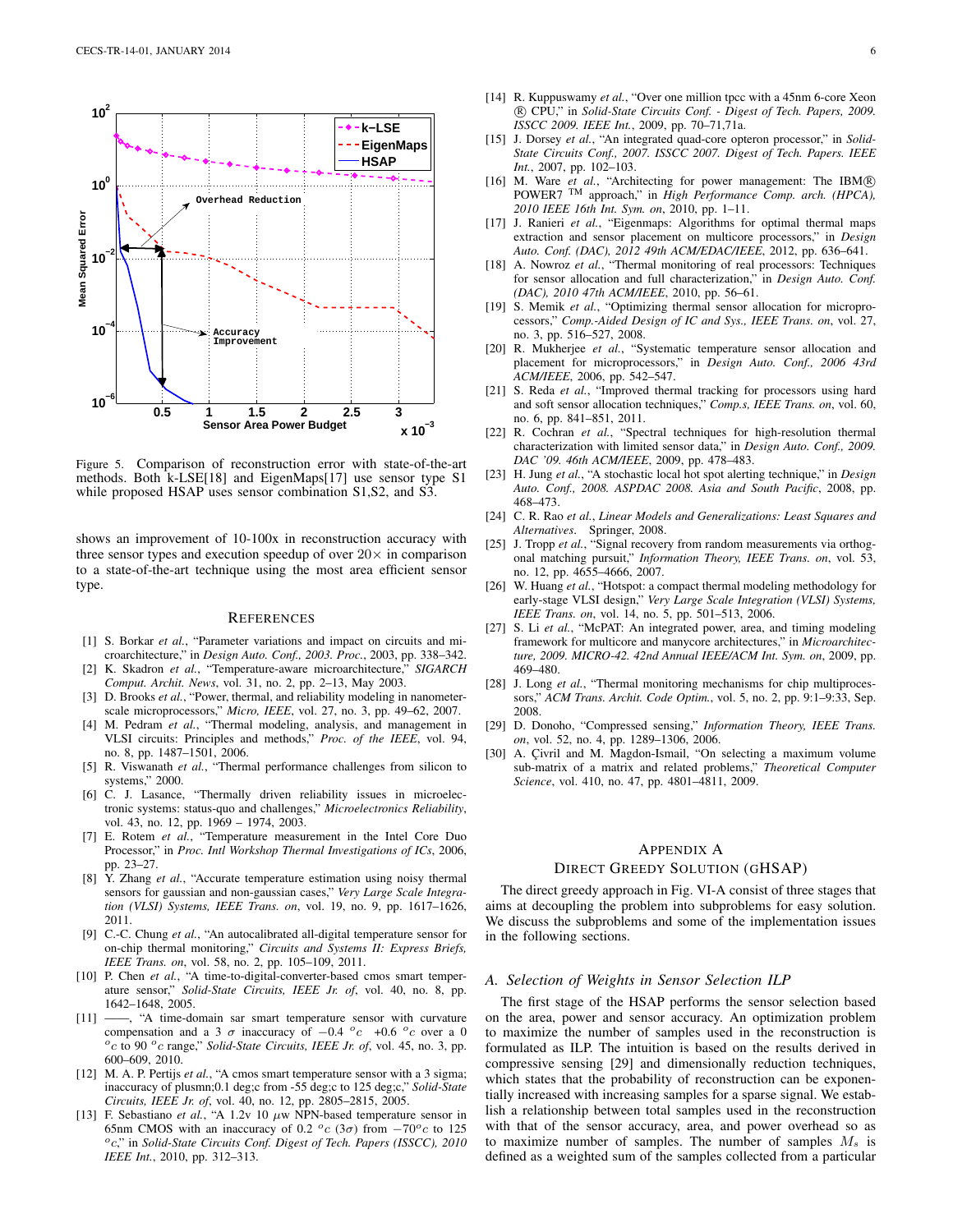Figure 5. Comparison of reconstruction error with state-of-the-art methods. Both k-LSE[18] and EigenMaps[17] use sensor type S1 while proposed HSAP uses sensor combination S1,S2, and S3.

shows an improvement of 10-100x in reconstruction accuracy with three sensor types and execution speedup of over $20\times$ in comparison to a state-of-the-art technique using the most area efficient sensor type.

## References

[1] S. Borkar *et al.*, "Parameter variations and impact on circuits and microarchitecture," in *Design Auto. Conf., 2003. Proc.*, 2003, pp. 338–342.

[2] K. Skadron *et al.*, "Temperature-aware microarchitecture," *SIGARCH Comput. Archit. News*, vol. 31, no. 2, pp. 2–13, May 2003.

[3] D. Brooks *et al.*, "Power, thermal, and reliability modeling in nanometer-scale microprocessors," *Micro, IEEE*, vol. 27, no. 3, pp. 49–62, 2007.

[4] M. Pedram *et al.*, "Thermal modeling, analysis, and management in VLSI circuits: Principles and methods," *Proc. of the IEEE*, vol. 94, no. 8, pp. 1487–1501, 2006.

[5] R. Viswanath *et al.*, "Thermal performance challenges from silicon to systems," 2000.

[6] C. J. Lasance, "Thermally driven reliability issues in microelectronic systems: status-quo and challenges," *Microelectronics Reliability*, vol. 43, no. 12, pp. 1969 – 1974, 2003.

[7] E. Rotem *et al.*, "Temperature measurement in the Intel Core Duo Processor," in *Proc. Intl Workshop Thermal Investigations of ICs*, 2006, pp. 23–27.

[8] Y. Zhang *et al.*, "Accurate temperature estimation using noisy thermal sensors for gaussian and non-gaussian cases," *Very Large Scale Integration (VLSI) Systems, IEEE Trans. on*, vol. 19, no. 9, pp. 1617–1626, 2011.

[9] C.-C. Chung *et al.*, "An autocalibrated all-digital temperature sensor for on-chip thermal monitoring," *Circuits and Systems II: Express Briefs, IEEE Trans. on*, vol. 58, no. 2, pp. 105–109, 2011.

[10] P. Chen *et al.*, "A time-to-digital-converter-based cmos smart temperature sensor," *Solid-State Circuits, IEEE Jr. of*, vol. 40, no. 8, pp. 1642–1648, 2005.

[11] ——, "A time-domain sar smart temperature sensor with curvature compensation and a 3 $\sigma$ inaccuracy of $-0.4\ ^oc$ $+0.6\ ^oc$ over a 0 $^oc$ to 90 $^oc$ range," *Solid-State Circuits, IEEE Jr. of*, vol. 45, no. 3, pp. 600–609, 2010.

[12] M. A. P. Pertijs *et al.*, "A cmos smart temperature sensor with a 3 sigma; inaccuracy of plusmn;0.1 deg;c from -55 deg;c to 125 deg;c," *Solid-State Circuits, IEEE Jr. of*, vol. 40, no. 12, pp. 2805–2815, 2005.

[13] F. Sebastiano *et al.*, "A 1.2v 10 $\mu$w NPN-based temperature sensor in 65nm CMOS with an inaccuracy of 0.2 $^oc$ ($3\sigma$) from $-70^oc$ to 125 $^oc$," in *Solid-State Circuits Conf. Digest of Tech. Papers (ISSCC), 2010 IEEE Int.*, 2010, pp. 312–313.

[14] R. Kuppuswamy *et al.*, "Over one million tpcc with a 45nm 6-core Xeon ® CPU," in *Solid-State Circuits Conf. - Digest of Tech. Papers, 2009. ISSCC 2009. IEEE Int.*, 2009, pp. 70–71,71a.

[15] J. Dorsey *et al.*, "An integrated quad-core opteron processor," in *Solid-State Circuits Conf., 2007. ISSCC 2007. Digest of Tech. Papers. IEEE Int.*, 2007, pp. 102–103.

[16] M. Ware *et al.*, "Architecting for power management: The IBM® POWER7 ™ approach," in *High Performance Comp. arch. (HPCA), 2010 IEEE 16th Int. Sym. on*, 2010, pp. 1–11.

[17] J. Ranieri *et al.*, "Eigenmaps: Algorithms for optimal thermal maps extraction and sensor placement on multicore processors," in *Design Auto. Conf. (DAC), 2012 49th ACM/EDAC/IEEE*, 2012, pp. 636–641.

[18] A. Nowroz *et al.*, "Thermal monitoring of real processors: Techniques for sensor allocation and full characterization," in *Design Auto. Conf. (DAC), 2010 47th ACM/IEEE*, 2010, pp. 56–61.

[19] S. Memik *et al.*, "Optimizing thermal sensor allocation for microprocessors," *Comp.-Aided Design of IC and Sys., IEEE Trans. on*, vol. 27, no. 3, pp. 516–527, 2008.

[20] R. Mukherjee *et al.*, "Systematic temperature sensor allocation and placement for microprocessors," in *Design Auto. Conf., 2006 43rd ACM/IEEE*, 2006, pp. 542–547.

[21] S. Reda *et al.*, "Improved thermal tracking for processors using hard and soft sensor allocation techniques," *Comp.s, IEEE Trans. on*, vol. 60, no. 6, pp. 841–851, 2011.

[22] R. Cochran *et al.*, "Spectral techniques for high-resolution thermal characterization with limited sensor data," in *Design Auto. Conf., 2009. DAC '09. 46th ACM/IEEE*, 2009, pp. 478–483.

[23] H. Jung *et al.*, "A stochastic local hot spot alerting technique," in *Design Auto. Conf., 2008. ASPDAC 2008. Asia and South Pacific*, 2008, pp. 468–473.

[24] C. R. Rao *et al.*, *Linear Models and Generalizations: Least Squares and Alternatives*. Springer, 2008.

[25] J. Tropp *et al.*, "Signal recovery from random measurements via orthogonal matching pursuit," *Information Theory, IEEE Trans. on*, vol. 53, no. 12, pp. 4655–4666, 2007.

[26] W. Huang *et al.*, "Hotspot: a compact thermal modeling methodology for early-stage VLSI design," *Very Large Scale Integration (VLSI) Systems, IEEE Trans. on*, vol. 14, no. 5, pp. 501–513, 2006.

[27] S. Li *et al.*, "McPAT: An integrated power, area, and timing modeling framework for multicore and manycore architectures," in *Microarchitecture, 2009. MICRO-42. 42nd Annual IEEE/ACM Int. Sym. on*, 2009, pp. 469–480.

[28] J. Long *et al.*, "Thermal monitoring mechanisms for chip multiprocessors," *ACM Trans. Archit. Code Optim.*, vol. 5, no. 2, pp. 9:1–9:33, Sep. 2008.

[29] D. Donoho, "Compressed sensing," *Information Theory, IEEE Trans. on*, vol. 52, no. 4, pp. 1289–1306, 2006.

[30] A. Çivril and M. Magdon-Ismail, "On selecting a maximum volume sub-matrix of a matrix and related problems," *Theoretical Computer Science*, vol. 410, no. 47, pp. 4801–4811, 2009.

# Appendix A
## Direct Greedy Solution (gHSAP)

The direct greedy approach in Fig. VI-A consist of three stages that aims at decoupling the problem into subproblems for easy solution. We discuss the subproblems and some of the implementation issues in the following sections.

### A. Selection of Weights in Sensor Selection ILP

The first stage of the HSAP performs the sensor selection based on the area, power and sensor accuracy. An optimization problem to maximize the number of samples used in the reconstruction is formulated as ILP. The intuition is based on the results derived in compressive sensing [29] and dimensionally reduction techniques, which states that the probability of reconstruction can be exponentially increased with increasing samples for a sparse signal. We establish a relationship between total samples used in the reconstruction with that of the sensor accuracy, area, and power overhead so as to maximize number of samples. The number of samples $M_s$ is defined as a weighted sum of the samples collected from a particular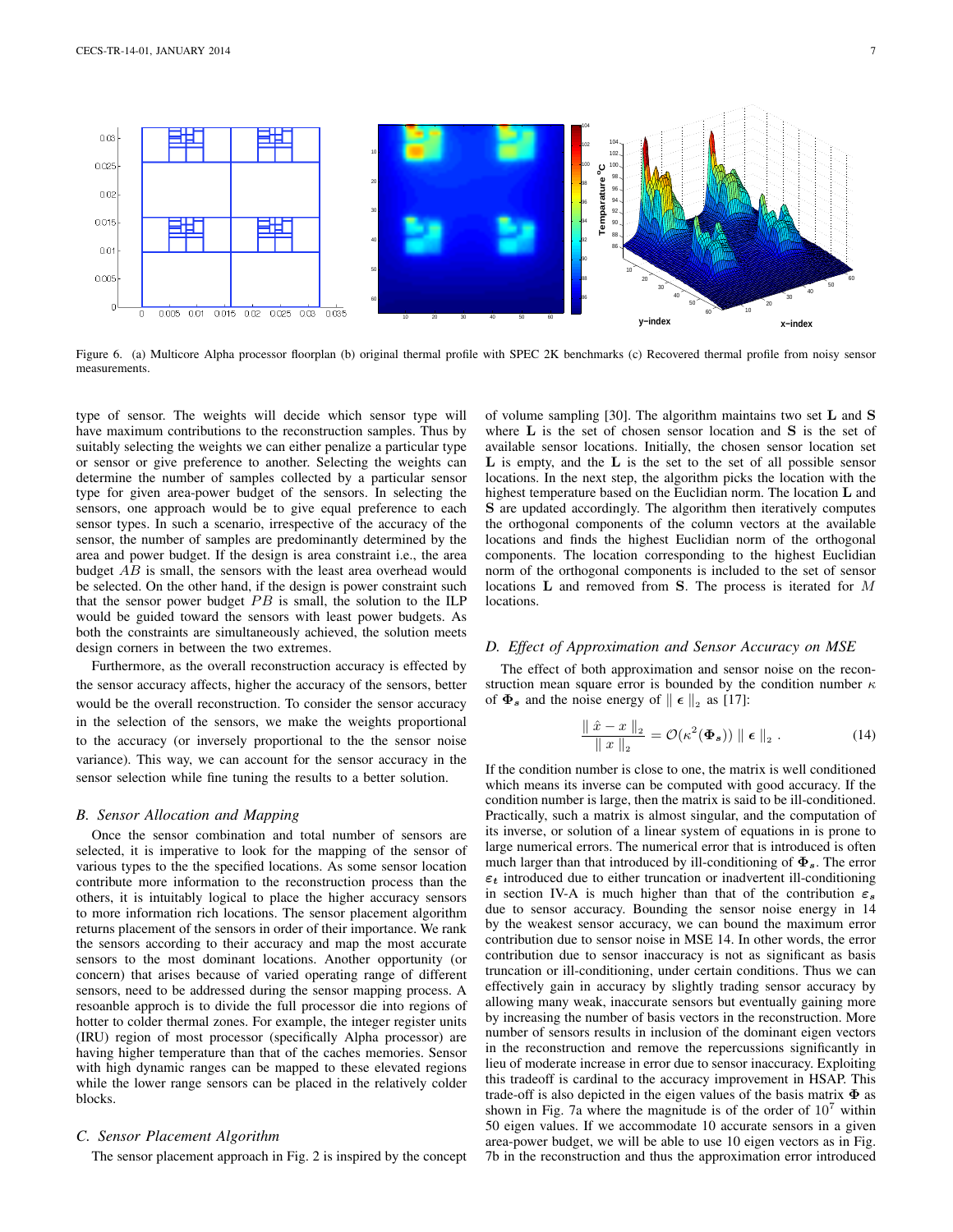Figure 6. (a) Multicore Alpha processor floorplan (b) original thermal profile with SPEC 2K benchmarks (c) Recovered thermal profile from noisy sensor measurements.

type of sensor. The weights will decide which sensor type will have maximum contributions to the reconstruction samples. Thus by suitably selecting the weights we can either penalize a particular type or sensor or give preference to another. Selecting the weights can determine the number of samples collected by a particular sensor type for given area-power budget of the sensors. In selecting the sensors, one approach would be to give equal preference to each sensor types. In such a scenario, irrespective of the accuracy of the sensor, the number of samples are predominantly determined by the area and power budget. If the design is area constraint i.e., the area budget $AB$ is small, the sensors with the least area overhead would be selected. On the other hand, if the design is power constraint such that the sensor power budget $PB$ is small, the solution to the ILP would be guided toward the sensors with least power budgets. As both the constraints are simultaneously achieved, the solution meets design corners in between the two extremes.

Furthermore, as the overall reconstruction accuracy is effected by the sensor accuracy affects, higher the accuracy of the sensors, better would be the overall reconstruction. To consider the sensor accuracy in the selection of the sensors, we make the weights proportional to the accuracy (or inversely proportional to the the sensor noise variance). This way, we can account for the sensor accuracy in the sensor selection while fine tuning the results to a better solution.

### B. Sensor Allocation and Mapping

Once the sensor combination and total number of sensors are selected, it is imperative to look for the mapping of the sensor of various types to the the specified locations. As some sensor location contribute more information to the reconstruction process than the others, it is intuitably logical to place the higher accuracy sensors to more information rich locations. The sensor placement algorithm returns placement of the sensors in order of their importance. We rank the sensors according to their accuracy and map the most accurate sensors to the most dominant locations. Another opportunity (or concern) that arises because of varied operating range of different sensors, need to be addressed during the sensor mapping process. A resoanble approch is to divide the full processor die into regions of hotter to colder thermal zones. For example, the integer register units (IRU) region of most processor (specifically Alpha processor) are having higher temperature than that of the caches memories. Sensor with high dynamic ranges can be mapped to these elevated regions while the lower range sensors can be placed in the relatively colder blocks.

### C. Sensor Placement Algorithm

The sensor placement approach in Fig. 2 is inspired by the concept of volume sampling [30]. The algorithm maintains two set $\mathbf{L}$ and $\mathbf{S}$ where $\mathbf{L}$ is the set of chosen sensor location and $\mathbf{S}$ is the set of available sensor locations. Initially, the chosen sensor location set $\mathbf{L}$ is empty, and the $\mathbf{L}$ is the set to the set of all possible sensor locations. In the next step, the algorithm picks the location with the highest temperature based on the Euclidian norm. The location $\mathbf{L}$ and $\mathbf{S}$ are updated accordingly. The algorithm then iteratively computes the orthogonal components of the column vectors at the available locations and finds the highest Euclidian norm of the orthogonal components. The location corresponding to the highest Euclidian norm of the orthogonal components is included to the set of sensor locations $\mathbf{L}$ and removed from $\mathbf{S}$. The process is iterated for $M$ locations.

### D. Effect of Approximation and Sensor Accuracy on MSE

The effect of both approximation and sensor noise on the reconstruction mean square error is bounded by the condition number $\kappa$ of $\mathbf{\Phi_s}$ and the noise energy of $\parallel \boldsymbol{\epsilon} \parallel_2$ as [17]:

$$\frac{\parallel \hat{x} - x \parallel_2}{\parallel x \parallel_2} = \mathcal{O}(\kappa^2(\mathbf{\Phi_s})) \parallel \boldsymbol{\epsilon} \parallel_2 . \qquad (14)$$

If the condition number is close to one, the matrix is well conditioned which means its inverse can be computed with good accuracy. If the condition number is large, then the matrix is said to be ill-conditioned. Practically, such a matrix is almost singular, and the computation of its inverse, or solution of a linear system of equations is prone to large numerical errors. The numerical error that is introduced is often much larger than that introduced by ill-conditioning of $\mathbf{\Phi_s}$. The error $\boldsymbol{\varepsilon_t}$ introduced due to either truncation or inadvertent ill-conditioning in section IV-A is much higher than that of the contribution $\boldsymbol{\varepsilon_s}$ due to sensor accuracy. Bounding the sensor noise energy in 14 by the weakest sensor accuracy, we can bound the maximum error contribution due to sensor noise in MSE 14. In other words, the error contribution due to sensor inaccuracy is not as significant as basis truncation or ill-conditioning, under certain conditions. Thus we can effectively gain in accuracy by slightly trading sensor accuracy by allowing many weak, inaccurate sensors but eventually gaining more by increasing the number of basis vectors in the reconstruction. More number of sensors results in inclusion of the dominant eigen vectors in the reconstruction and remove the repercussions significantly in lieu of moderate increase in error due to sensor inaccuracy. Exploiting this tradeoff is cardinal to the accuracy improvement in HSAP. This trade-off is also depicted in the eigen values of the basis matrix $\mathbf{\Phi}$ as shown in Fig. 7a where the magnitude is of the order of $10^7$ within 50 eigen values. If we accommodate 10 accurate sensors in a given area-power budget, we will be able to use 10 eigen vectors as in Fig. 7b in the reconstruction and thus the approximation error introduced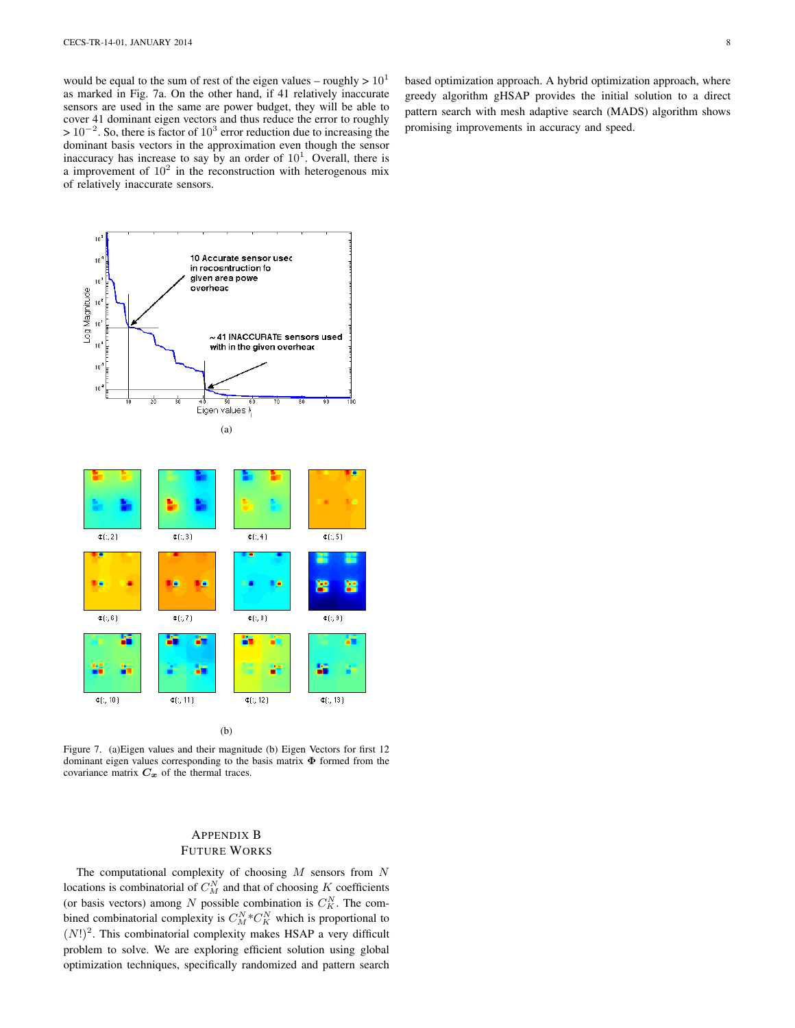would be equal to the sum of rest of the eigen values – roughly > $10^1$ as marked in Fig. 7a. On the other hand, if 41 relatively inaccurate sensors are used in the same are power budget, they will be able to cover 41 dominant eigen vectors and thus reduce the error to roughly > $10^{-2}$. So, there is factor of $10^3$ error reduction due to increasing the dominant basis vectors in the approximation even though the sensor inaccuracy has increase to say by an order of $10^1$. Overall, there is a improvement of $10^2$ in the reconstruction with heterogenous mix of relatively inaccurate sensors.

10 Accurate sensor usec in recosntruction fo given area powe overheac

~41 INACCURATE sensors used with in the given overheac

Log Magnitude

Eigen values

(a)

Φ(:, 2) Φ(:, 3) Φ(:, 4) Φ(:, 5)

Φ(:, 6) Φ(:, 7) Φ(:, 8) Φ(:, 9)

Φ(:, 10) Φ(:, 11) Φ(:, 12) Φ(:, 13)

(b)

Figure 7. (a)Eigen values and their magnitude (b) Eigen Vectors for first 12 dominant eigen values corresponding to the basis matrix $\mathbf{\Phi}$ formed from the covariance matrix $\boldsymbol{C_x}$ of the thermal traces.

## Appendix B
## Future Works

The computational complexity of choosing $M$ sensors from $N$ locations is combinatorial of $C_M^N$ and that of choosing $K$ coefficients (or basis vectors) among $N$ possible combination is $C_K^N$. The combined combinatorial complexity is $C_M^N * C_K^N$ which is proportional to $(N!)^2$. This combinatorial complexity makes HSAP a very difficult problem to solve. We are exploring efficient solution using global optimization techniques, specifically randomized and pattern search based optimization approach. A hybrid optimization approach, where greedy algorithm gHSAP provides the initial solution to a direct pattern search with mesh adaptive search (MADS) algorithm shows promising improvements in accuracy and speed.